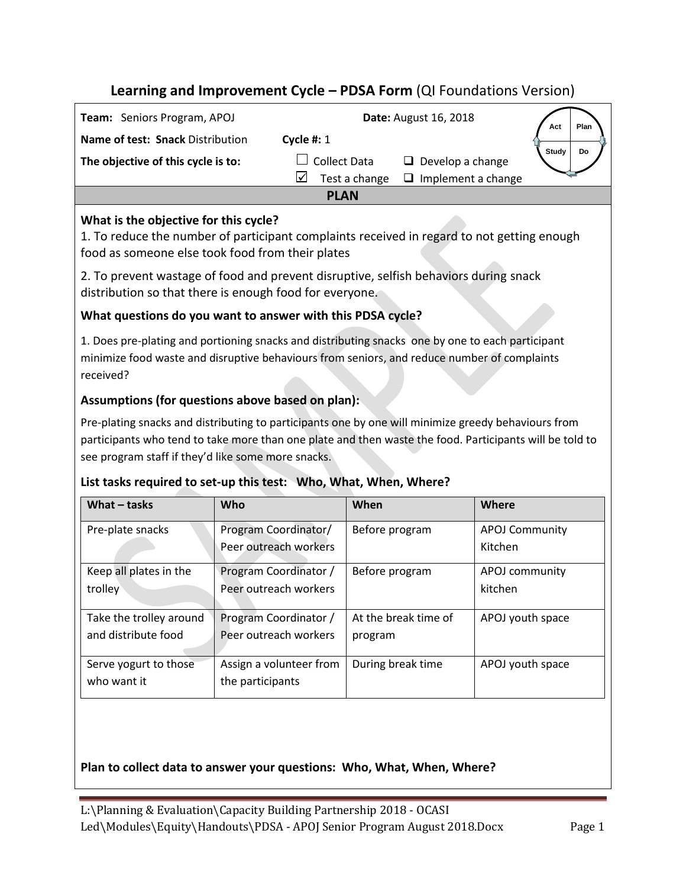# Learning and Improvement Cycle – PDSA Form (QI Foundations Version)

**Team:** Seniors Program, APOJ **Date:** August 16, 2018

**Name of test:** **Snack** Distribution **Cycle #:** 1

**The objective of this cycle is to:**

- ☐ Collect Data
- ☑ Test a change
- ☐ Develop a change
- ☐ Implement a change

## PLAN

### What is the objective for this cycle?

1. To reduce the number of participant complaints received in regard to not getting enough food as someone else took food from their plates

2. To prevent wastage of food and prevent disruptive, selfish behaviors during snack distribution so that there is enough food for everyone.

### What questions do you want to answer with this PDSA cycle?

1. Does pre-plating and portioning snacks and distributing snacks one by one to each participant minimize food waste and disruptive behaviours from seniors, and reduce number of complaints received?

### Assumptions (for questions above based on plan):

Pre-plating snacks and distributing to participants one by one will minimize greedy behaviours from participants who tend to take more than one plate and then waste the food. Participants will be told to see program staff if they'd like some more snacks.

### List tasks required to set-up this test: Who, What, When, Where?

| What – tasks | Who | When | Where |
| --- | --- | --- | --- |
| Pre-plate snacks | Program Coordinator/ Peer outreach workers | Before program | APOJ Community Kitchen |
| Keep all plates in the trolley | Program Coordinator / Peer outreach workers | Before program | APOJ community kitchen |
| Take the trolley around and distribute food | Program Coordinator / Peer outreach workers | At the break time of program | APOJ youth space |
| Serve yogurt to those who want it | Assign a volunteer from the participants | During break time | APOJ youth space |

### Plan to collect data to answer your questions: Who, What, When, Where?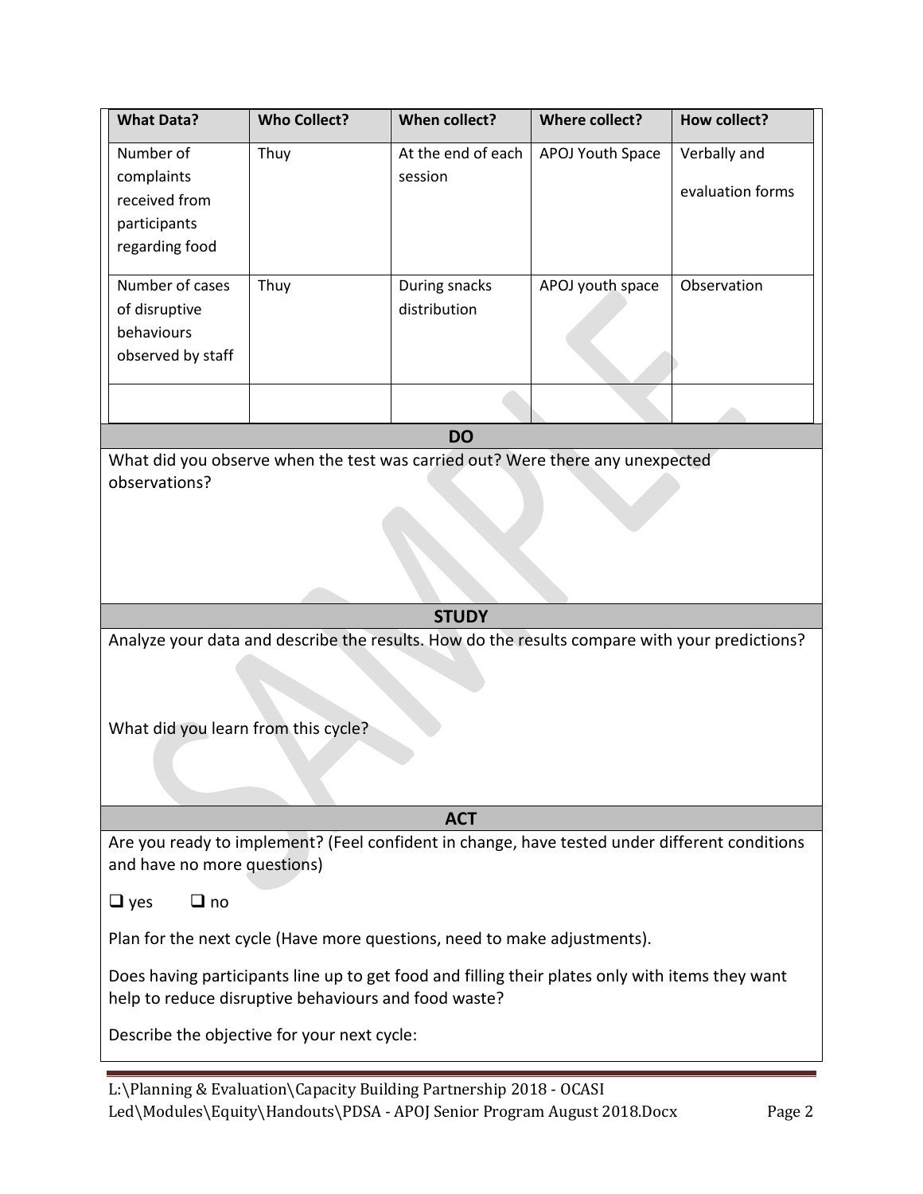| What Data? | Who Collect? | When collect? | Where collect? | How collect? |
|---|---|---|---|---|
| Number of complaints received from participants regarding food | Thuy | At the end of each session | APOJ Youth Space | Verbally and evaluation forms |
| Number of cases of disruptive behaviours observed by staff | Thuy | During snacks distribution | APOJ youth space | Observation |
| | | | | |

## DO

What did you observe when the test was carried out? Were there any unexpected observations?

## STUDY

Analyze your data and describe the results. How do the results compare with your predictions?

What did you learn from this cycle?

## ACT

Are you ready to implement? (Feel confident in change, have tested under different conditions and have no more questions)

☐ yes ☐ no

Plan for the next cycle (Have more questions, need to make adjustments).

Does having participants line up to get food and filling their plates only with items they want help to reduce disruptive behaviours and food waste?

Describe the objective for your next cycle: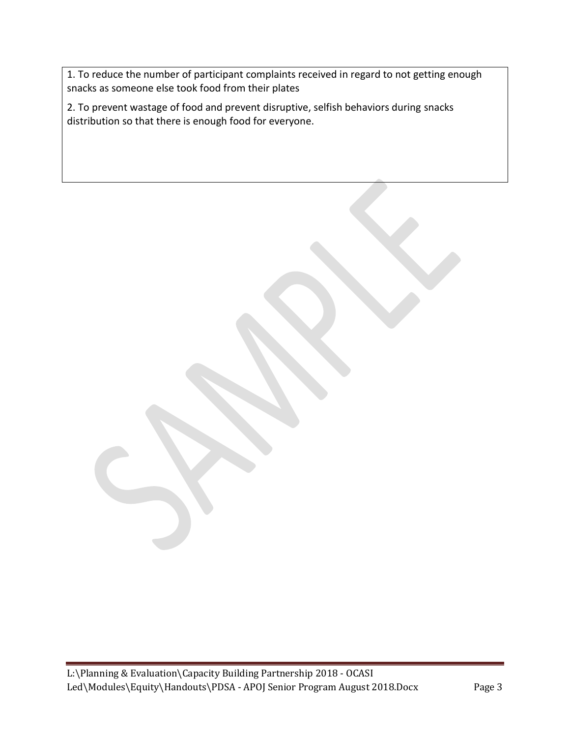1. To reduce the number of participant complaints received in regard to not getting enough snacks as someone else took food from their plates

2. To prevent wastage of food and prevent disruptive, selfish behaviors during snacks distribution so that there is enough food for everyone.